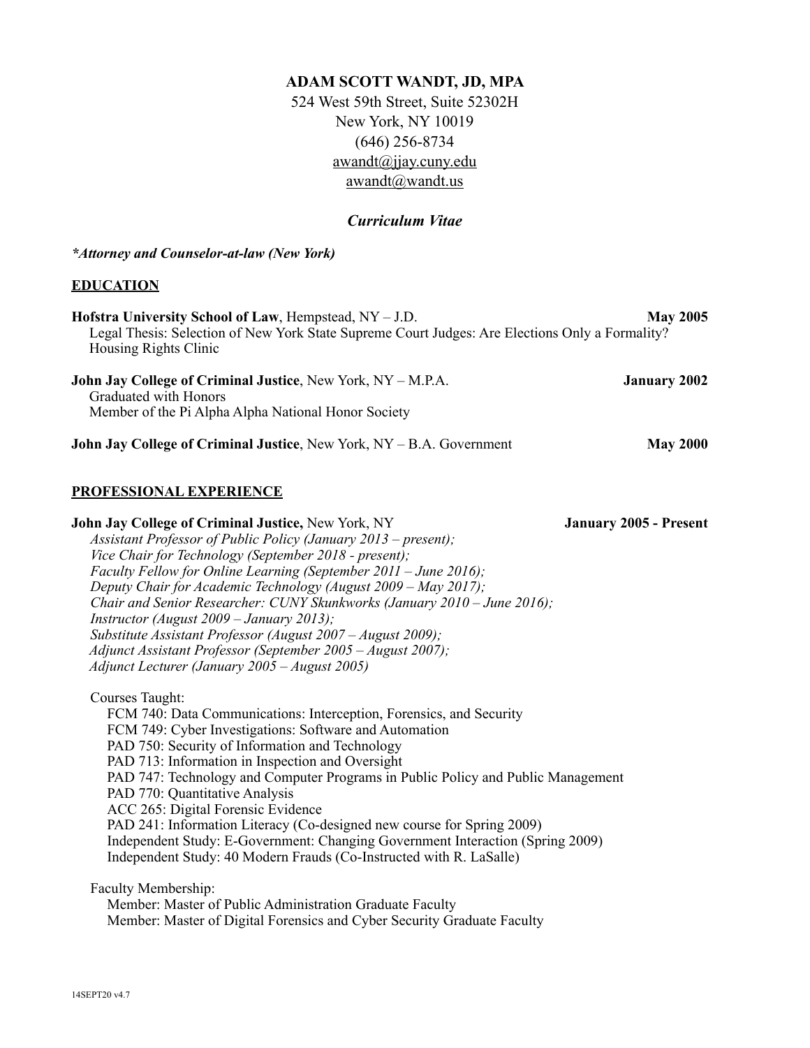# ADAM SCOTT WANDT, JD, MPA

524 West 59th Street, Suite 52302H
New York, NY 10019
(646) 256-8734
awandt@jjay.cuny.edu
awandt@wandt.us

***Curriculum Vitae***

***Attorney and Counselor-at-law (New York)**

## EDUCATION

**Hofstra University School of Law**, Hempstead, NY – J.D. **May 2005**
Legal Thesis: Selection of New York State Supreme Court Judges: Are Elections Only a Formality?
Housing Rights Clinic

**John Jay College of Criminal Justice**, New York, NY – M.P.A. **January 2002**
Graduated with Honors
Member of the Pi Alpha Alpha National Honor Society

**John Jay College of Criminal Justice**, New York, NY – B.A. Government **May 2000**

## PROFESSIONAL EXPERIENCE

**John Jay College of Criminal Justice,** New York, NY **January 2005 - Present**

*Assistant Professor of Public Policy (January 2013 – present);*
*Vice Chair for Technology (September 2018 - present);*
*Faculty Fellow for Online Learning (September 2011 – June 2016);*
*Deputy Chair for Academic Technology (August 2009 – May 2017);*
*Chair and Senior Researcher: CUNY Skunkworks (January 2010 – June 2016);*
*Instructor (August 2009 – January 2013);*
*Substitute Assistant Professor (August 2007 – August 2009);*
*Adjunct Assistant Professor (September 2005 – August 2007);*
*Adjunct Lecturer (January 2005 – August 2005)*

Courses Taught:

- FCM 740: Data Communications: Interception, Forensics, and Security
- FCM 749: Cyber Investigations: Software and Automation
- PAD 750: Security of Information and Technology
- PAD 713: Information in Inspection and Oversight
- PAD 747: Technology and Computer Programs in Public Policy and Public Management
- PAD 770: Quantitative Analysis
- ACC 265: Digital Forensic Evidence
- PAD 241: Information Literacy (Co-designed new course for Spring 2009)
- Independent Study: E-Government: Changing Government Interaction (Spring 2009)
- Independent Study: 40 Modern Frauds (Co-Instructed with R. LaSalle)

Faculty Membership:

- Member: Master of Public Administration Graduate Faculty
- Member: Master of Digital Forensics and Cyber Security Graduate Faculty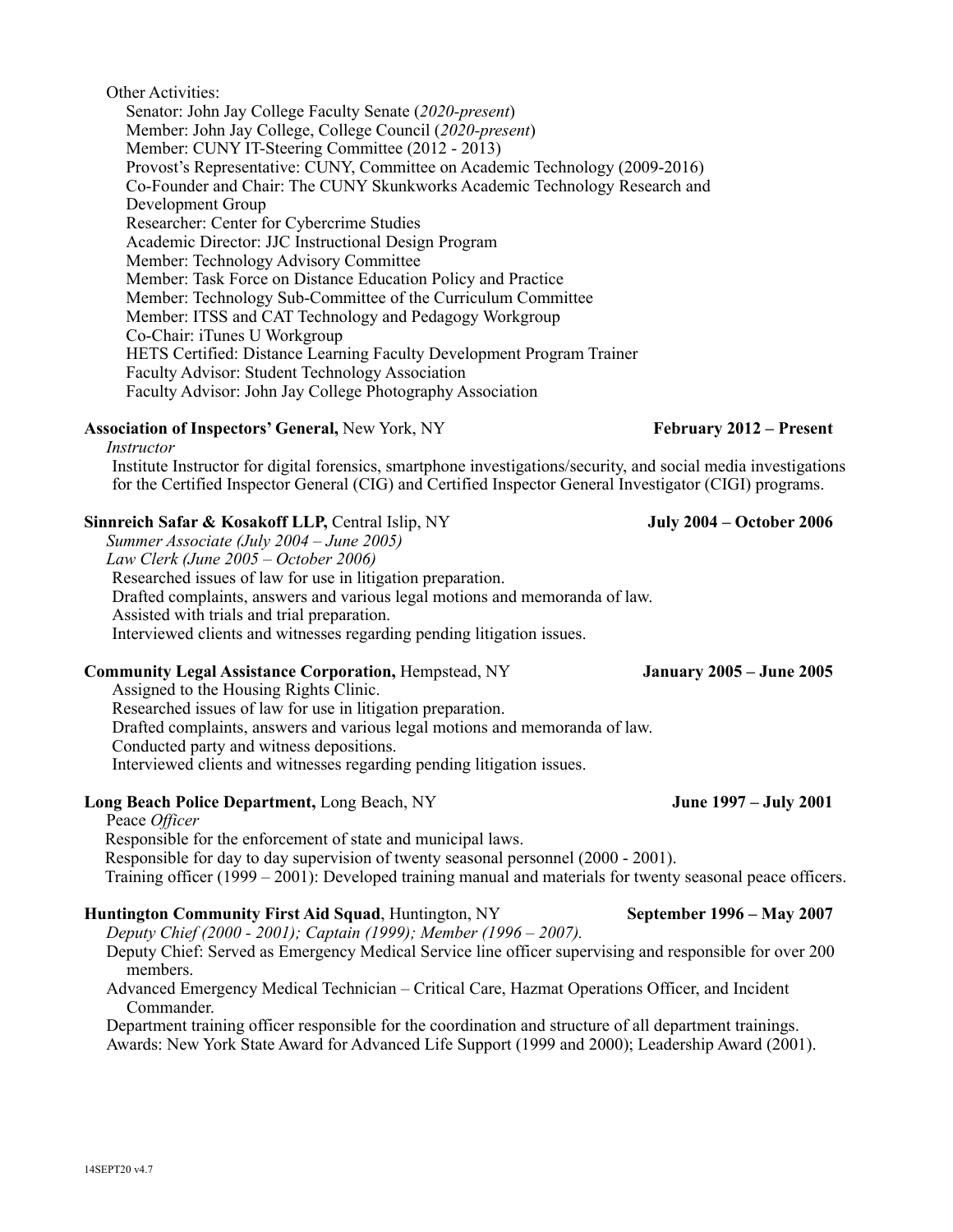Other Activities:

- Senator: John Jay College Faculty Senate (*2020-present*)
- Member: John Jay College, College Council (*2020-present*)
- Member: CUNY IT-Steering Committee (2012 - 2013)
- Provost's Representative: CUNY, Committee on Academic Technology (2009-2016)
- Co-Founder and Chair: The CUNY Skunkworks Academic Technology Research and Development Group
- Researcher: Center for Cybercrime Studies
- Academic Director: JJC Instructional Design Program
- Member: Technology Advisory Committee
- Member: Task Force on Distance Education Policy and Practice
- Member: Technology Sub-Committee of the Curriculum Committee
- Member: ITSS and CAT Technology and Pedagogy Workgroup
- Co-Chair: iTunes U Workgroup
- HETS Certified: Distance Learning Faculty Development Program Trainer
- Faculty Advisor: Student Technology Association
- Faculty Advisor: John Jay College Photography Association

**Association of Inspectors' General,** New York, NY **February 2012 – Present**

*Instructor*

Institute Instructor for digital forensics, smartphone investigations/security, and social media investigations for the Certified Inspector General (CIG) and Certified Inspector General Investigator (CIGI) programs.

**Sinnreich Safar & Kosakoff LLP,** Central Islip, NY **July 2004 – October 2006**

*Summer Associate (July 2004 – June 2005)*

*Law Clerk (June 2005 – October 2006)*

Researched issues of law for use in litigation preparation.
Drafted complaints, answers and various legal motions and memoranda of law.
Assisted with trials and trial preparation.
Interviewed clients and witnesses regarding pending litigation issues.

**Community Legal Assistance Corporation,** Hempstead, NY **January 2005 – June 2005**

Assigned to the Housing Rights Clinic.
Researched issues of law for use in litigation preparation.
Drafted complaints, answers and various legal motions and memoranda of law.
Conducted party and witness depositions.
Interviewed clients and witnesses regarding pending litigation issues.

**Long Beach Police Department,** Long Beach, NY **June 1997 – July 2001**

Peace *Officer*

Responsible for the enforcement of state and municipal laws.
Responsible for day to day supervision of twenty seasonal personnel (2000 - 2001).
Training officer (1999 – 2001): Developed training manual and materials for twenty seasonal peace officers.

**Huntington Community First Aid Squad**, Huntington, NY **September 1996 – May 2007**

*Deputy Chief (2000 - 2001); Captain (1999); Member (1996 – 2007).*

Deputy Chief: Served as Emergency Medical Service line officer supervising and responsible for over 200 members.
Advanced Emergency Medical Technician – Critical Care, Hazmat Operations Officer, and Incident Commander.
Department training officer responsible for the coordination and structure of all department trainings.
Awards: New York State Award for Advanced Life Support (1999 and 2000); Leadership Award (2001).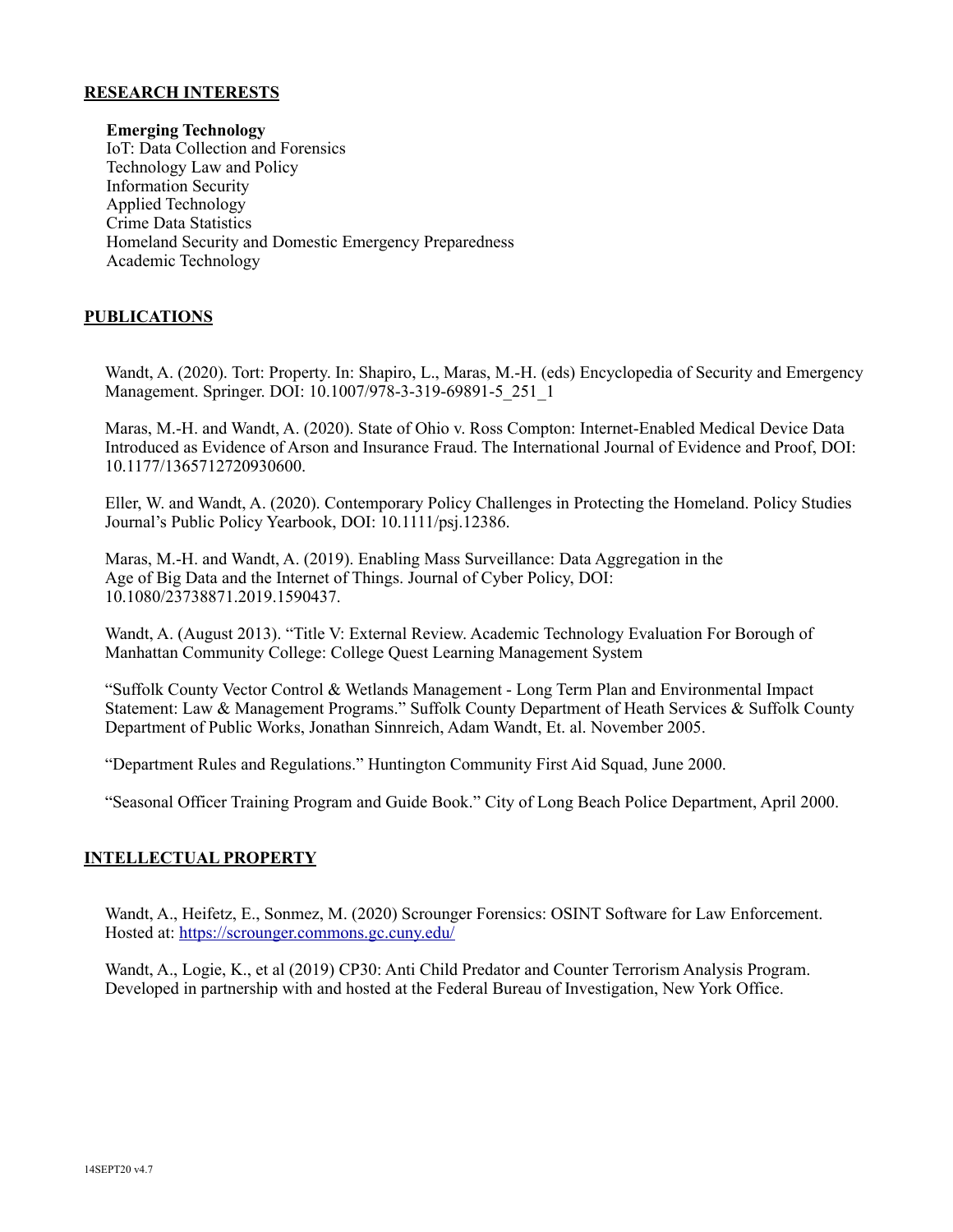## RESEARCH INTERESTS

**Emerging Technology**
IoT: Data Collection and Forensics
Technology Law and Policy
Information Security
Applied Technology
Crime Data Statistics
Homeland Security and Domestic Emergency Preparedness
Academic Technology

## PUBLICATIONS

Wandt, A. (2020). Tort: Property. In: Shapiro, L., Maras, M.-H. (eds) Encyclopedia of Security and Emergency Management. Springer. DOI: 10.1007/978-3-319-69891-5_251_1

Maras, M.-H. and Wandt, A. (2020). State of Ohio v. Ross Compton: Internet-Enabled Medical Device Data Introduced as Evidence of Arson and Insurance Fraud. The International Journal of Evidence and Proof, DOI: 10.1177/1365712720930600.

Eller, W. and Wandt, A. (2020). Contemporary Policy Challenges in Protecting the Homeland. Policy Studies Journal's Public Policy Yearbook, DOI: 10.1111/psj.12386.

Maras, M.-H. and Wandt, A. (2019). Enabling Mass Surveillance: Data Aggregation in the Age of Big Data and the Internet of Things. Journal of Cyber Policy, DOI: 10.1080/23738871.2019.1590437.

Wandt, A. (August 2013). "Title V: External Review. Academic Technology Evaluation For Borough of Manhattan Community College: College Quest Learning Management System

"Suffolk County Vector Control & Wetlands Management - Long Term Plan and Environmental Impact Statement: Law & Management Programs." Suffolk County Department of Heath Services & Suffolk County Department of Public Works, Jonathan Sinnreich, Adam Wandt, Et. al. November 2005.

"Department Rules and Regulations." Huntington Community First Aid Squad, June 2000.

"Seasonal Officer Training Program and Guide Book." City of Long Beach Police Department, April 2000.

## INTELLECTUAL PROPERTY

Wandt, A., Heifetz, E., Sonmez, M. (2020) Scrounger Forensics: OSINT Software for Law Enforcement. Hosted at: https://scrounger.commons.gc.cuny.edu/

Wandt, A., Logie, K., et al (2019) CP30: Anti Child Predator and Counter Terrorism Analysis Program. Developed in partnership with and hosted at the Federal Bureau of Investigation, New York Office.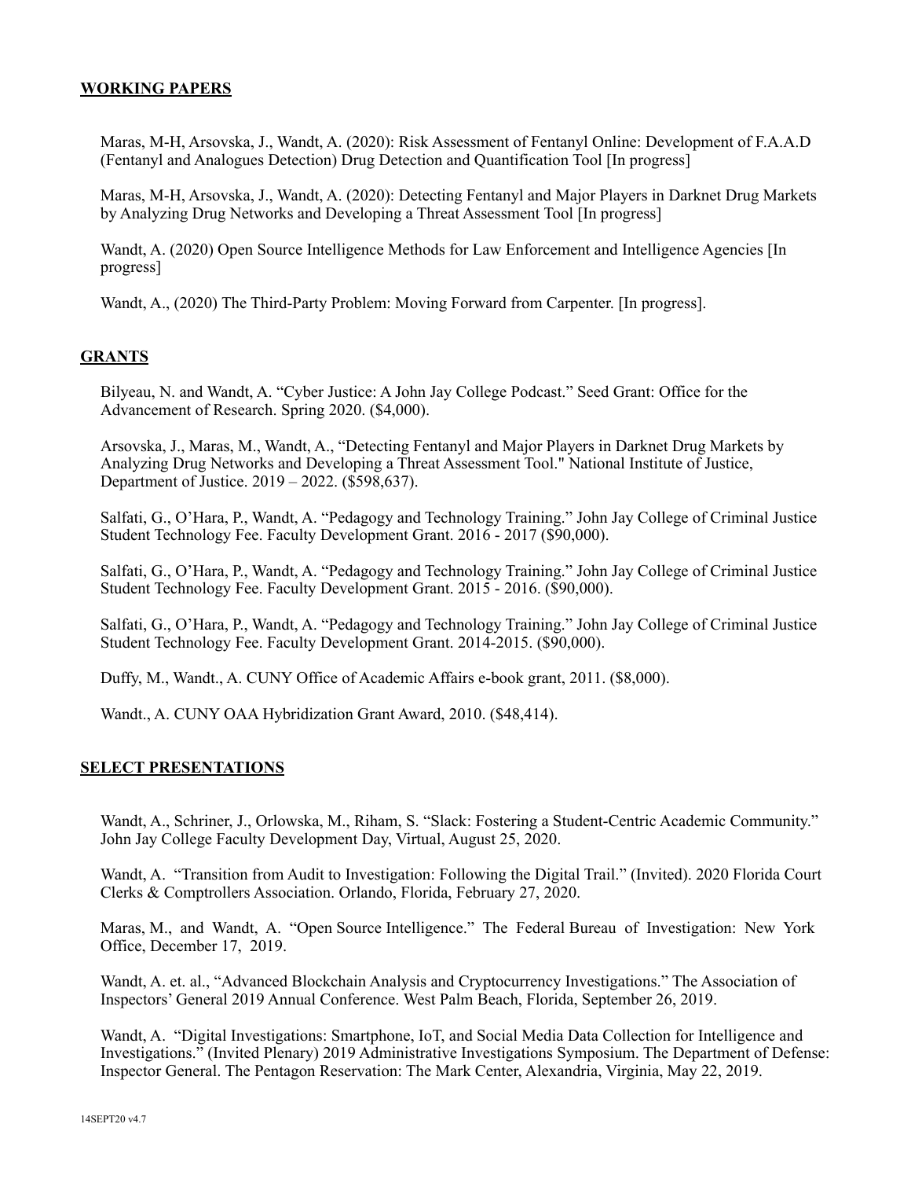## WORKING PAPERS

Maras, M-H, Arsovska, J., Wandt, A. (2020): Risk Assessment of Fentanyl Online: Development of F.A.A.D (Fentanyl and Analogues Detection) Drug Detection and Quantification Tool [In progress]

Maras, M-H, Arsovska, J., Wandt, A. (2020): Detecting Fentanyl and Major Players in Darknet Drug Markets by Analyzing Drug Networks and Developing a Threat Assessment Tool [In progress]

Wandt, A. (2020) Open Source Intelligence Methods for Law Enforcement and Intelligence Agencies [In progress]

Wandt, A., (2020) The Third-Party Problem: Moving Forward from Carpenter. [In progress].

## GRANTS

Bilyeau, N. and Wandt, A. "Cyber Justice: A John Jay College Podcast." Seed Grant: Office for the Advancement of Research. Spring 2020. ($4,000).

Arsovska, J., Maras, M., Wandt, A., "Detecting Fentanyl and Major Players in Darknet Drug Markets by Analyzing Drug Networks and Developing a Threat Assessment Tool." National Institute of Justice, Department of Justice. 2019 – 2022. ($598,637).

Salfati, G., O'Hara, P., Wandt, A. "Pedagogy and Technology Training." John Jay College of Criminal Justice Student Technology Fee. Faculty Development Grant. 2016 - 2017 ($90,000).

Salfati, G., O'Hara, P., Wandt, A. "Pedagogy and Technology Training." John Jay College of Criminal Justice Student Technology Fee. Faculty Development Grant. 2015 - 2016. ($90,000).

Salfati, G., O'Hara, P., Wandt, A. "Pedagogy and Technology Training." John Jay College of Criminal Justice Student Technology Fee. Faculty Development Grant. 2014-2015. ($90,000).

Duffy, M., Wandt., A. CUNY Office of Academic Affairs e-book grant, 2011. ($8,000).

Wandt., A. CUNY OAA Hybridization Grant Award, 2010. ($48,414).

## SELECT PRESENTATIONS

Wandt, A., Schriner, J., Orlowska, M., Riham, S. "Slack: Fostering a Student-Centric Academic Community." John Jay College Faculty Development Day, Virtual, August 25, 2020.

Wandt, A. "Transition from Audit to Investigation: Following the Digital Trail." (Invited). 2020 Florida Court Clerks & Comptrollers Association. Orlando, Florida, February 27, 2020.

Maras, M., and Wandt, A. "Open Source Intelligence." The Federal Bureau of Investigation: New York Office, December 17, 2019.

Wandt, A. et. al., "Advanced Blockchain Analysis and Cryptocurrency Investigations." The Association of Inspectors' General 2019 Annual Conference. West Palm Beach, Florida, September 26, 2019.

Wandt, A. "Digital Investigations: Smartphone, IoT, and Social Media Data Collection for Intelligence and Investigations." (Invited Plenary) 2019 Administrative Investigations Symposium. The Department of Defense: Inspector General. The Pentagon Reservation: The Mark Center, Alexandria, Virginia, May 22, 2019.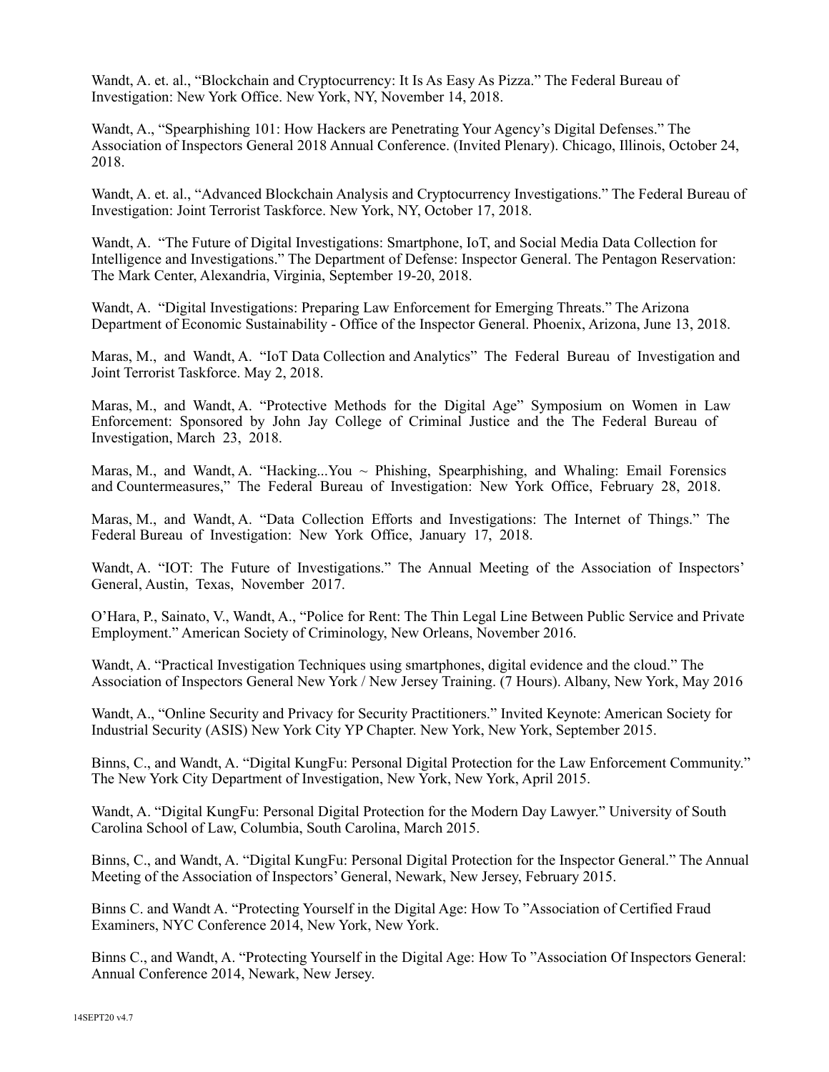Wandt, A. et. al., “Blockchain and Cryptocurrency: It Is As Easy As Pizza.” The Federal Bureau of Investigation: New York Office. New York, NY, November 14, 2018.

Wandt, A., “Spearphishing 101: How Hackers are Penetrating Your Agency’s Digital Defenses.” The Association of Inspectors General 2018 Annual Conference. (Invited Plenary). Chicago, Illinois, October 24, 2018.

Wandt, A. et. al., “Advanced Blockchain Analysis and Cryptocurrency Investigations.” The Federal Bureau of Investigation: Joint Terrorist Taskforce. New York, NY, October 17, 2018.

Wandt, A. “The Future of Digital Investigations: Smartphone, IoT, and Social Media Data Collection for Intelligence and Investigations.” The Department of Defense: Inspector General. The Pentagon Reservation: The Mark Center, Alexandria, Virginia, September 19-20, 2018.

Wandt, A. “Digital Investigations: Preparing Law Enforcement for Emerging Threats.” The Arizona Department of Economic Sustainability - Office of the Inspector General. Phoenix, Arizona, June 13, 2018.

Maras, M., and Wandt, A. “IoT Data Collection and Analytics” The Federal Bureau of Investigation and Joint Terrorist Taskforce. May 2, 2018.

Maras, M., and Wandt, A. “Protective Methods for the Digital Age” Symposium on Women in Law Enforcement: Sponsored by John Jay College of Criminal Justice and the The Federal Bureau of Investigation, March 23, 2018.

Maras, M., and Wandt, A. “Hacking...You ~ Phishing, Spearphishing, and Whaling: Email Forensics and Countermeasures,” The Federal Bureau of Investigation: New York Office, February 28, 2018.

Maras, M., and Wandt, A. “Data Collection Efforts and Investigations: The Internet of Things.” The Federal Bureau of Investigation: New York Office, January 17, 2018.

Wandt, A. “IOT: The Future of Investigations.” The Annual Meeting of the Association of Inspectors’ General, Austin, Texas, November 2017.

O’Hara, P., Sainato, V., Wandt, A., “Police for Rent: The Thin Legal Line Between Public Service and Private Employment.” American Society of Criminology, New Orleans, November 2016.

Wandt, A. “Practical Investigation Techniques using smartphones, digital evidence and the cloud.” The Association of Inspectors General New York / New Jersey Training. (7 Hours). Albany, New York, May 2016

Wandt, A., “Online Security and Privacy for Security Practitioners.” Invited Keynote: American Society for Industrial Security (ASIS) New York City YP Chapter. New York, New York, September 2015.

Binns, C., and Wandt, A. “Digital KungFu: Personal Digital Protection for the Law Enforcement Community.” The New York City Department of Investigation, New York, New York, April 2015.

Wandt, A. “Digital KungFu: Personal Digital Protection for the Modern Day Lawyer.” University of South Carolina School of Law, Columbia, South Carolina, March 2015.

Binns, C., and Wandt, A. “Digital KungFu: Personal Digital Protection for the Inspector General.” The Annual Meeting of the Association of Inspectors’ General, Newark, New Jersey, February 2015.

Binns C. and Wandt A. “Protecting Yourself in the Digital Age: How To ”Association of Certified Fraud Examiners, NYC Conference 2014, New York, New York.

Binns C., and Wandt, A. “Protecting Yourself in the Digital Age: How To ”Association Of Inspectors General: Annual Conference 2014, Newark, New Jersey.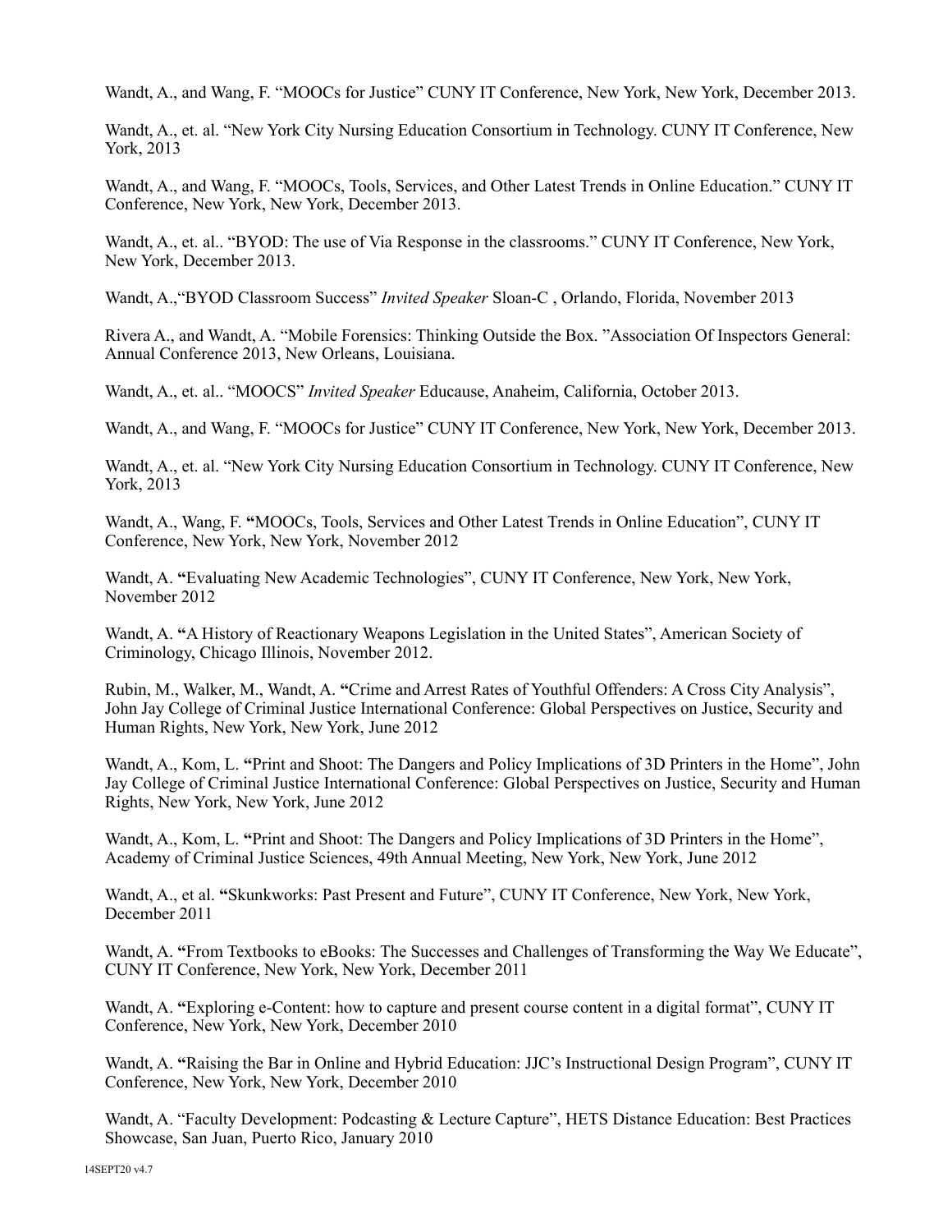Wandt, A., and Wang, F. “MOOCs for Justice” CUNY IT Conference, New York, New York, December 2013.

Wandt, A., et. al. “New York City Nursing Education Consortium in Technology. CUNY IT Conference, New York, 2013

Wandt, A., and Wang, F. “MOOCs, Tools, Services, and Other Latest Trends in Online Education.” CUNY IT Conference, New York, New York, December 2013.

Wandt, A., et. al.. “BYOD: The use of Via Response in the classrooms.” CUNY IT Conference, New York, New York, December 2013.

Wandt, A.,“BYOD Classroom Success” *Invited Speaker* Sloan-C , Orlando, Florida, November 2013

Rivera A., and Wandt, A. “Mobile Forensics: Thinking Outside the Box. ”Association Of Inspectors General: Annual Conference 2013, New Orleans, Louisiana.

Wandt, A., et. al.. “MOOCS” *Invited Speaker* Educause, Anaheim, California, October 2013.

Wandt, A., and Wang, F. “MOOCs for Justice” CUNY IT Conference, New York, New York, December 2013.

Wandt, A., et. al. “New York City Nursing Education Consortium in Technology. CUNY IT Conference, New York, 2013

Wandt, A., Wang, F. **“**MOOCs, Tools, Services and Other Latest Trends in Online Education”, CUNY IT Conference, New York, New York, November 2012

Wandt, A. **“**Evaluating New Academic Technologies”, CUNY IT Conference, New York, New York, November 2012

Wandt, A. **“**A History of Reactionary Weapons Legislation in the United States”, American Society of Criminology, Chicago Illinois, November 2012.

Rubin, M., Walker, M., Wandt, A. **“**Crime and Arrest Rates of Youthful Offenders: A Cross City Analysis”, John Jay College of Criminal Justice International Conference: Global Perspectives on Justice, Security and Human Rights, New York, New York, June 2012

Wandt, A., Kom, L. **“**Print and Shoot: The Dangers and Policy Implications of 3D Printers in the Home”, John Jay College of Criminal Justice International Conference: Global Perspectives on Justice, Security and Human Rights, New York, New York, June 2012

Wandt, A., Kom, L. **“**Print and Shoot: The Dangers and Policy Implications of 3D Printers in the Home”, Academy of Criminal Justice Sciences, 49th Annual Meeting, New York, New York, June 2012

Wandt, A., et al. **“**Skunkworks: Past Present and Future”, CUNY IT Conference, New York, New York, December 2011

Wandt, A. **“**From Textbooks to eBooks: The Successes and Challenges of Transforming the Way We Educate”, CUNY IT Conference, New York, New York, December 2011

Wandt, A. **“**Exploring e-Content: how to capture and present course content in a digital format”, CUNY IT Conference, New York, New York, December 2010

Wandt, A. **“**Raising the Bar in Online and Hybrid Education: JJC’s Instructional Design Program”, CUNY IT Conference, New York, New York, December 2010

Wandt, A. “Faculty Development: Podcasting & Lecture Capture”, HETS Distance Education: Best Practices Showcase, San Juan, Puerto Rico, January 2010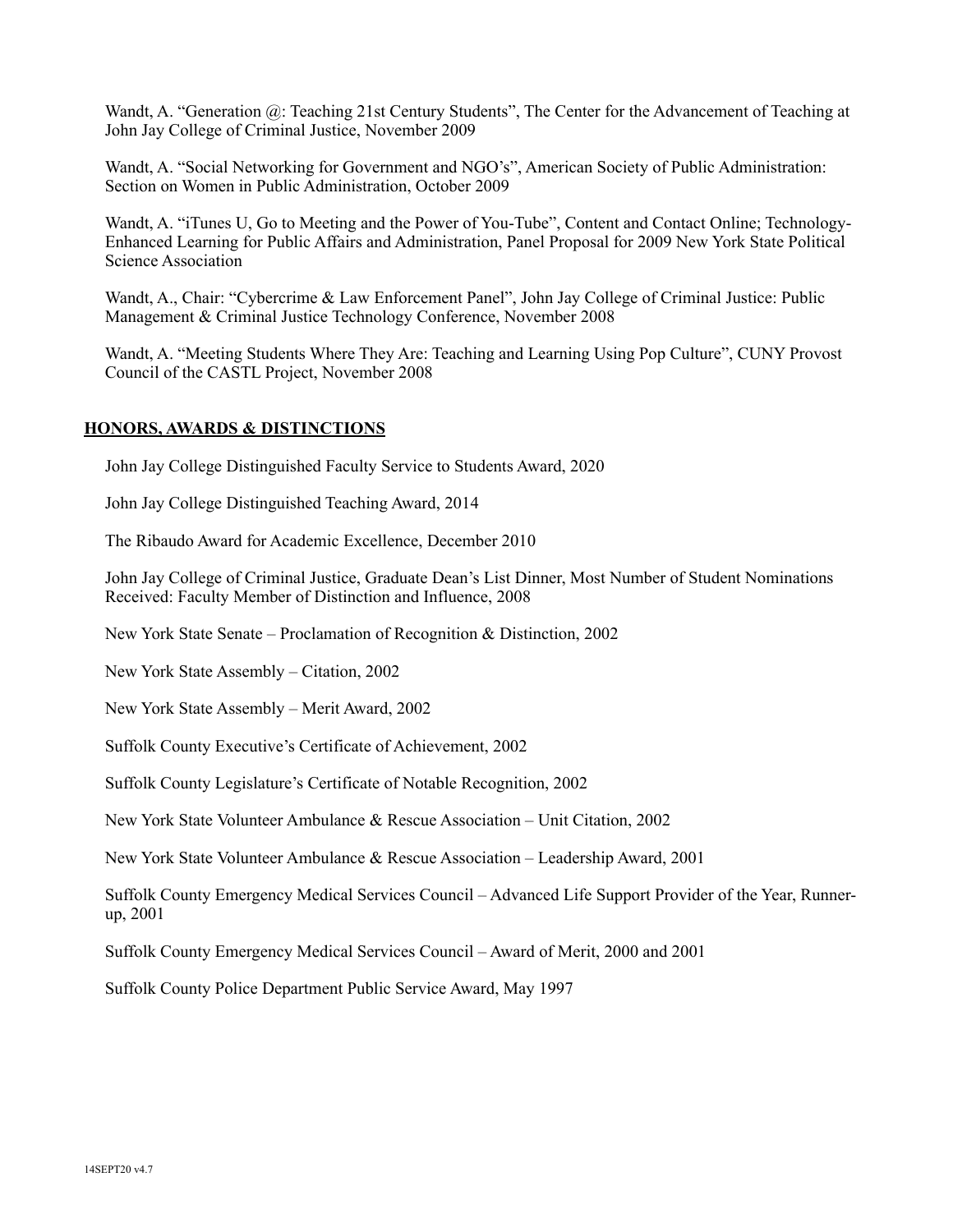Wandt, A. "Generation @: Teaching 21st Century Students", The Center for the Advancement of Teaching at John Jay College of Criminal Justice, November 2009

Wandt, A. "Social Networking for Government and NGO's", American Society of Public Administration: Section on Women in Public Administration, October 2009

Wandt, A. "iTunes U, Go to Meeting and the Power of You-Tube", Content and Contact Online; Technology-Enhanced Learning for Public Affairs and Administration, Panel Proposal for 2009 New York State Political Science Association

Wandt, A., Chair: "Cybercrime & Law Enforcement Panel", John Jay College of Criminal Justice: Public Management & Criminal Justice Technology Conference, November 2008

Wandt, A. "Meeting Students Where They Are: Teaching and Learning Using Pop Culture", CUNY Provost Council of the CASTL Project, November 2008

## HONORS, AWARDS & DISTINCTIONS

John Jay College Distinguished Faculty Service to Students Award, 2020

John Jay College Distinguished Teaching Award, 2014

The Ribaudo Award for Academic Excellence, December 2010

John Jay College of Criminal Justice, Graduate Dean's List Dinner, Most Number of Student Nominations Received: Faculty Member of Distinction and Influence, 2008

New York State Senate – Proclamation of Recognition & Distinction, 2002

New York State Assembly – Citation, 2002

New York State Assembly – Merit Award, 2002

Suffolk County Executive's Certificate of Achievement, 2002

Suffolk County Legislature's Certificate of Notable Recognition, 2002

New York State Volunteer Ambulance & Rescue Association – Unit Citation, 2002

New York State Volunteer Ambulance & Rescue Association – Leadership Award, 2001

Suffolk County Emergency Medical Services Council – Advanced Life Support Provider of the Year, Runner-up, 2001

Suffolk County Emergency Medical Services Council – Award of Merit, 2000 and 2001

Suffolk County Police Department Public Service Award, May 1997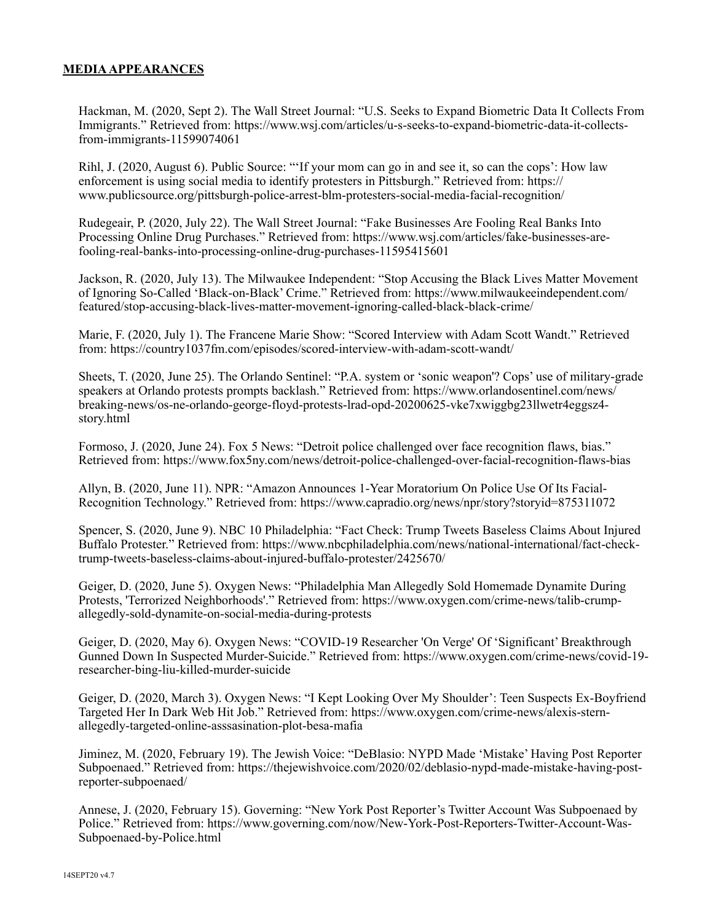## **MEDIA APPEARANCES**

Hackman, M. (2020, Sept 2). The Wall Street Journal: "U.S. Seeks to Expand Biometric Data It Collects From Immigrants." Retrieved from: https://www.wsj.com/articles/u-s-seeks-to-expand-biometric-data-it-collects-from-immigrants-11599074061

Rihl, J. (2020, August 6). Public Source: "'If your mom can go in and see it, so can the cops': How law enforcement is using social media to identify protesters in Pittsburgh." Retrieved from: https://www.publicsource.org/pittsburgh-police-arrest-blm-protesters-social-media-facial-recognition/

Rudegeair, P. (2020, July 22). The Wall Street Journal: "Fake Businesses Are Fooling Real Banks Into Processing Online Drug Purchases." Retrieved from: https://www.wsj.com/articles/fake-businesses-are-fooling-real-banks-into-processing-online-drug-purchases-11595415601

Jackson, R. (2020, July 13). The Milwaukee Independent: "Stop Accusing the Black Lives Matter Movement of Ignoring So-Called 'Black-on-Black' Crime." Retrieved from: https://www.milwaukeeindependent.com/featured/stop-accusing-black-lives-matter-movement-ignoring-called-black-black-crime/

Marie, F. (2020, July 1). The Francene Marie Show: "Scored Interview with Adam Scott Wandt." Retrieved from: https://country1037fm.com/episodes/scored-interview-with-adam-scott-wandt/

Sheets, T. (2020, June 25). The Orlando Sentinel: "P.A. system or 'sonic weapon'? Cops' use of military-grade speakers at Orlando protests prompts backlash." Retrieved from: https://www.orlandosentinel.com/news/breaking-news/os-ne-orlando-george-floyd-protests-lrad-opd-20200625-vke7xwiggbg23llwetr4eggsz4-story.html

Formoso, J. (2020, June 24). Fox 5 News: "Detroit police challenged over face recognition flaws, bias." Retrieved from: https://www.fox5ny.com/news/detroit-police-challenged-over-facial-recognition-flaws-bias

Allyn, B. (2020, June 11). NPR: "Amazon Announces 1-Year Moratorium On Police Use Of Its Facial-Recognition Technology." Retrieved from: https://www.capradio.org/news/npr/story?storyid=875311072

Spencer, S. (2020, June 9). NBC 10 Philadelphia: "Fact Check: Trump Tweets Baseless Claims About Injured Buffalo Protester." Retrieved from: https://www.nbcphiladelphia.com/news/national-international/fact-check-trump-tweets-baseless-claims-about-injured-buffalo-protester/2425670/

Geiger, D. (2020, June 5). Oxygen News: "Philadelphia Man Allegedly Sold Homemade Dynamite During Protests, 'Terrorized Neighborhoods'." Retrieved from: https://www.oxygen.com/crime-news/talib-crump-allegedly-sold-dynamite-on-social-media-during-protests

Geiger, D. (2020, May 6). Oxygen News: "COVID-19 Researcher 'On Verge' Of 'Significant' Breakthrough Gunned Down In Suspected Murder-Suicide." Retrieved from: https://www.oxygen.com/crime-news/covid-19-researcher-bing-liu-killed-murder-suicide

Geiger, D. (2020, March 3). Oxygen News: "I Kept Looking Over My Shoulder': Teen Suspects Ex-Boyfriend Targeted Her In Dark Web Hit Job." Retrieved from: https://www.oxygen.com/crime-news/alexis-stern-allegedly-targeted-online-asssasination-plot-besa-mafia

Jiminez, M. (2020, February 19). The Jewish Voice: "DeBlasio: NYPD Made 'Mistake' Having Post Reporter Subpoenaed." Retrieved from: https://thejewishvoice.com/2020/02/deblasio-nypd-made-mistake-having-post-reporter-subpoenaed/

Annese, J. (2020, February 15). Governing: "New York Post Reporter's Twitter Account Was Subpoenaed by Police." Retrieved from: https://www.governing.com/now/New-York-Post-Reporters-Twitter-Account-Was-Subpoenaed-by-Police.html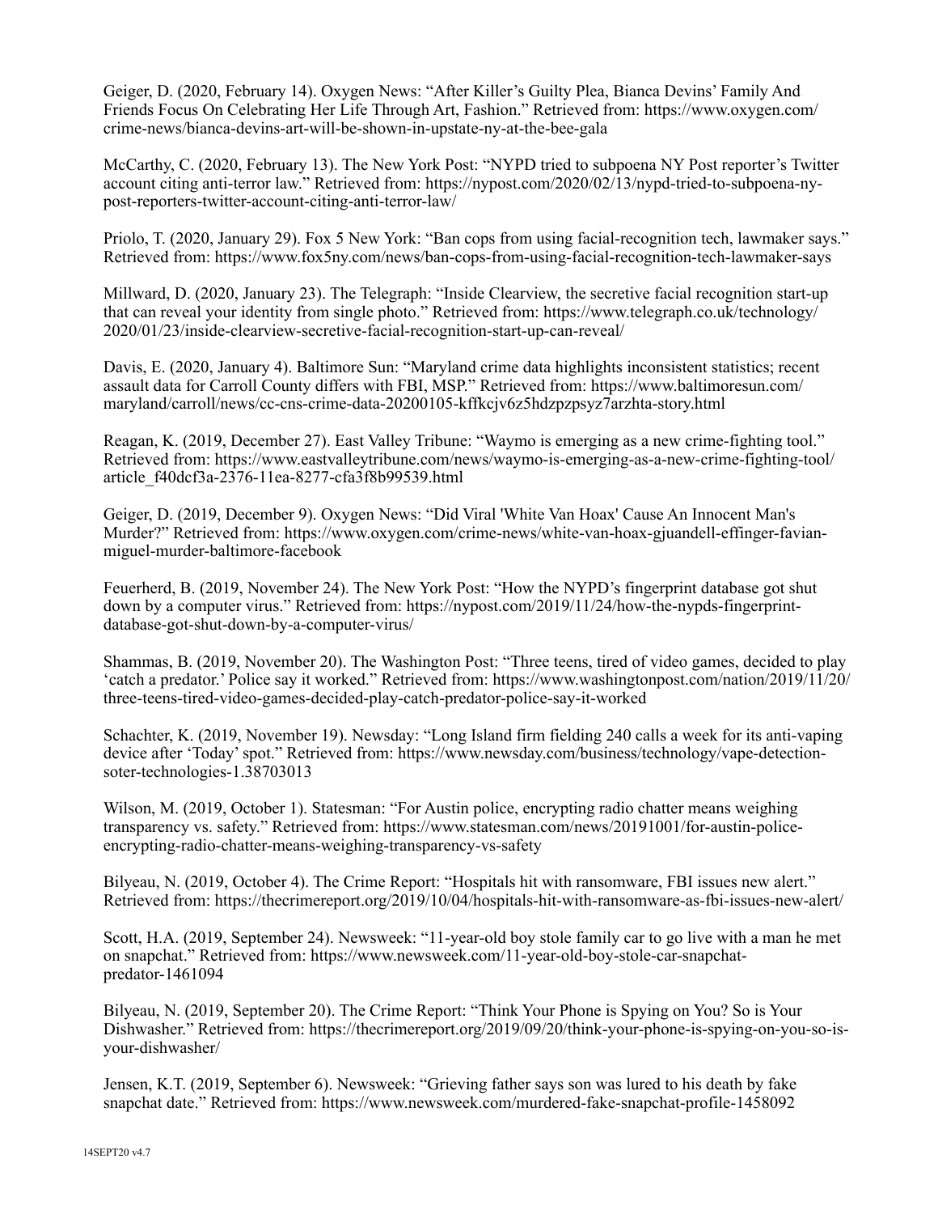Geiger, D. (2020, February 14). Oxygen News: "After Killer's Guilty Plea, Bianca Devins' Family And Friends Focus On Celebrating Her Life Through Art, Fashion." Retrieved from: https://www.oxygen.com/crime-news/bianca-devins-art-will-be-shown-in-upstate-ny-at-the-bee-gala

McCarthy, C. (2020, February 13). The New York Post: "NYPD tried to subpoena NY Post reporter's Twitter account citing anti-terror law." Retrieved from: https://nypost.com/2020/02/13/nypd-tried-to-subpoena-ny-post-reporters-twitter-account-citing-anti-terror-law/

Priolo, T. (2020, January 29). Fox 5 New York: "Ban cops from using facial-recognition tech, lawmaker says." Retrieved from: https://www.fox5ny.com/news/ban-cops-from-using-facial-recognition-tech-lawmaker-says

Millward, D. (2020, January 23). The Telegraph: "Inside Clearview, the secretive facial recognition start-up that can reveal your identity from single photo." Retrieved from: https://www.telegraph.co.uk/technology/2020/01/23/inside-clearview-secretive-facial-recognition-start-up-can-reveal/

Davis, E. (2020, January 4). Baltimore Sun: "Maryland crime data highlights inconsistent statistics; recent assault data for Carroll County differs with FBI, MSP." Retrieved from: https://www.baltimoresun.com/maryland/carroll/news/cc-cns-crime-data-20200105-kffkcjv6z5hdzpzpsyz7arzhta-story.html

Reagan, K. (2019, December 27). East Valley Tribune: "Waymo is emerging as a new crime-fighting tool." Retrieved from: https://www.eastvalleytribune.com/news/waymo-is-emerging-as-a-new-crime-fighting-tool/article_f40dcf3a-2376-11ea-8277-cfa3f8b99539.html

Geiger, D. (2019, December 9). Oxygen News: "Did Viral 'White Van Hoax' Cause An Innocent Man's Murder?" Retrieved from: https://www.oxygen.com/crime-news/white-van-hoax-gjuandell-effinger-favian-miguel-murder-baltimore-facebook

Feuerherd, B. (2019, November 24). The New York Post: "How the NYPD's fingerprint database got shut down by a computer virus." Retrieved from: https://nypost.com/2019/11/24/how-the-nypds-fingerprint-database-got-shut-down-by-a-computer-virus/

Shammas, B. (2019, November 20). The Washington Post: "Three teens, tired of video games, decided to play 'catch a predator.' Police say it worked." Retrieved from: https://www.washingtonpost.com/nation/2019/11/20/three-teens-tired-video-games-decided-play-catch-predator-police-say-it-worked

Schachter, K. (2019, November 19). Newsday: "Long Island firm fielding 240 calls a week for its anti-vaping device after 'Today' spot." Retrieved from: https://www.newsday.com/business/technology/vape-detection-soter-technologies-1.38703013

Wilson, M. (2019, October 1). Statesman: "For Austin police, encrypting radio chatter means weighing transparency vs. safety." Retrieved from: https://www.statesman.com/news/20191001/for-austin-police-encrypting-radio-chatter-means-weighing-transparency-vs-safety

Bilyeau, N. (2019, October 4). The Crime Report: "Hospitals hit with ransomware, FBI issues new alert." Retrieved from: https://thecrimereport.org/2019/10/04/hospitals-hit-with-ransomware-as-fbi-issues-new-alert/

Scott, H.A. (2019, September 24). Newsweek: "11-year-old boy stole family car to go live with a man he met on snapchat." Retrieved from: https://www.newsweek.com/11-year-old-boy-stole-car-snapchat-predator-1461094

Bilyeau, N. (2019, September 20). The Crime Report: "Think Your Phone is Spying on You? So is Your Dishwasher." Retrieved from: https://thecrimereport.org/2019/09/20/think-your-phone-is-spying-on-you-so-is-your-dishwasher/

Jensen, K.T. (2019, September 6). Newsweek: "Grieving father says son was lured to his death by fake snapchat date." Retrieved from: https://www.newsweek.com/murdered-fake-snapchat-profile-1458092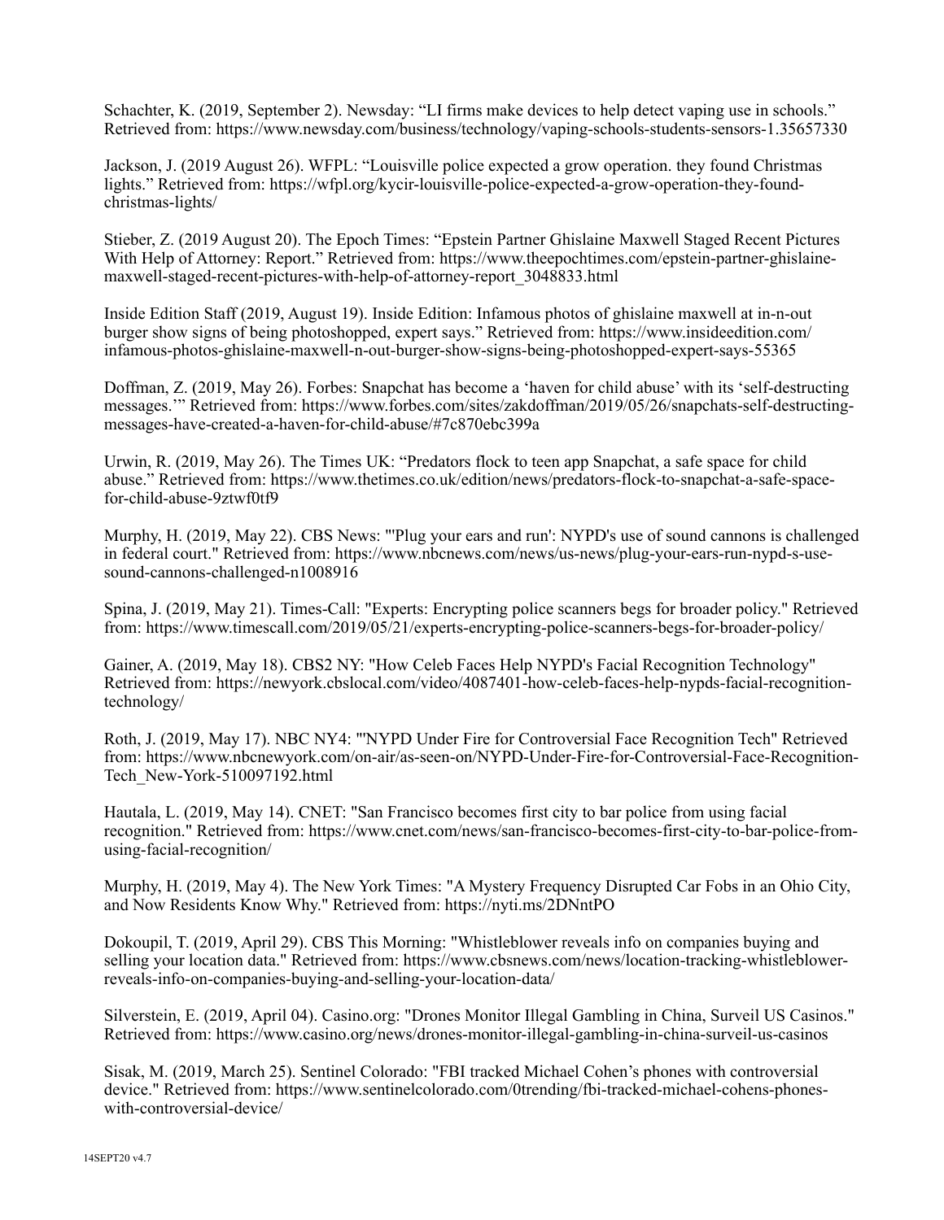Schachter, K. (2019, September 2). Newsday: "LI firms make devices to help detect vaping use in schools." Retrieved from: https://www.newsday.com/business/technology/vaping-schools-students-sensors-1.35657330

Jackson, J. (2019 August 26). WFPL: "Louisville police expected a grow operation. they found Christmas lights." Retrieved from: https://wfpl.org/kycir-louisville-police-expected-a-grow-operation-they-found-christmas-lights/

Stieber, Z. (2019 August 20). The Epoch Times: "Epstein Partner Ghislaine Maxwell Staged Recent Pictures With Help of Attorney: Report." Retrieved from: https://www.theepochtimes.com/epstein-partner-ghislaine-maxwell-staged-recent-pictures-with-help-of-attorney-report_3048833.html

Inside Edition Staff (2019, August 19). Inside Edition: Infamous photos of ghislaine maxwell at in-n-out burger show signs of being photoshopped, expert says." Retrieved from: https://www.insideedition.com/infamous-photos-ghislaine-maxwell-n-out-burger-show-signs-being-photoshopped-expert-says-55365

Doffman, Z. (2019, May 26). Forbes: Snapchat has become a 'haven for child abuse' with its 'self-destructing messages.'" Retrieved from: https://www.forbes.com/sites/zakdoffman/2019/05/26/snapchats-self-destructing-messages-have-created-a-haven-for-child-abuse/#7c870ebc399a

Urwin, R. (2019, May 26). The Times UK: "Predators flock to teen app Snapchat, a safe space for child abuse." Retrieved from: https://www.thetimes.co.uk/edition/news/predators-flock-to-snapchat-a-safe-space-for-child-abuse-9ztwf0tf9

Murphy, H. (2019, May 22). CBS News: "'Plug your ears and run': NYPD's use of sound cannons is challenged in federal court." Retrieved from: https://www.nbcnews.com/news/us-news/plug-your-ears-run-nypd-s-use-sound-cannons-challenged-n1008916

Spina, J. (2019, May 21). Times-Call: "Experts: Encrypting police scanners begs for broader policy." Retrieved from: https://www.timescall.com/2019/05/21/experts-encrypting-police-scanners-begs-for-broader-policy/

Gainer, A. (2019, May 18). CBS2 NY: "How Celeb Faces Help NYPD's Facial Recognition Technology" Retrieved from: https://newyork.cbslocal.com/video/4087401-how-celeb-faces-help-nypds-facial-recognition-technology/

Roth, J. (2019, May 17). NBC NY4: "'NYPD Under Fire for Controversial Face Recognition Tech" Retrieved from: https://www.nbcnewyork.com/on-air/as-seen-on/NYPD-Under-Fire-for-Controversial-Face-Recognition-Tech_New-York-510097192.html

Hautala, L. (2019, May 14). CNET: "San Francisco becomes first city to bar police from using facial recognition." Retrieved from: https://www.cnet.com/news/san-francisco-becomes-first-city-to-bar-police-from-using-facial-recognition/

Murphy, H. (2019, May 4). The New York Times: "A Mystery Frequency Disrupted Car Fobs in an Ohio City, and Now Residents Know Why." Retrieved from: https://nyti.ms/2DNntPO

Dokoupil, T. (2019, April 29). CBS This Morning: "Whistleblower reveals info on companies buying and selling your location data." Retrieved from: https://www.cbsnews.com/news/location-tracking-whistleblower-reveals-info-on-companies-buying-and-selling-your-location-data/

Silverstein, E. (2019, April 04). Casino.org: "Drones Monitor Illegal Gambling in China, Surveil US Casinos." Retrieved from: https://www.casino.org/news/drones-monitor-illegal-gambling-in-china-surveil-us-casinos

Sisak, M. (2019, March 25). Sentinel Colorado: "FBI tracked Michael Cohen's phones with controversial device." Retrieved from: https://www.sentinelcolorado.com/0trending/fbi-tracked-michael-cohens-phones-with-controversial-device/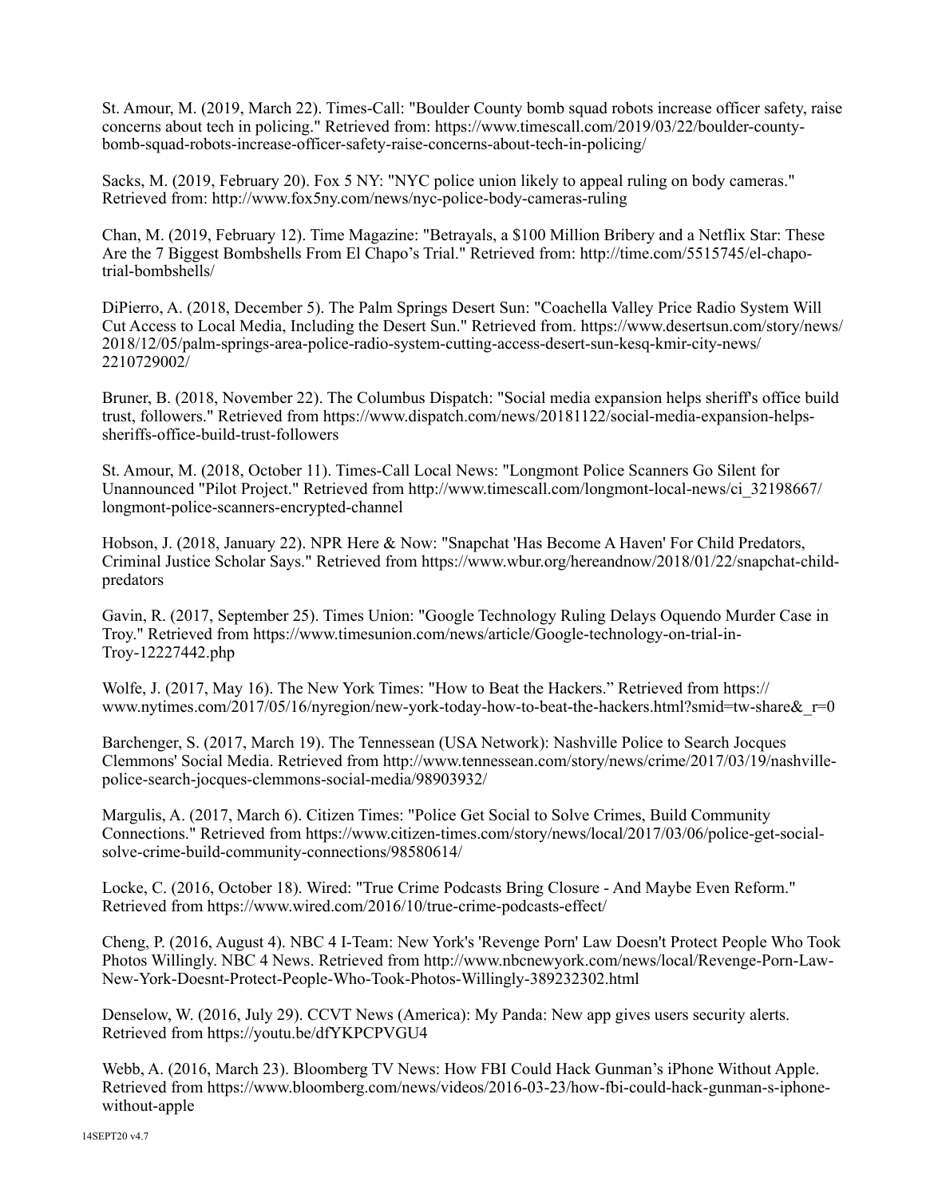St. Amour, M. (2019, March 22). Times-Call: "Boulder County bomb squad robots increase officer safety, raise concerns about tech in policing." Retrieved from: https://www.timescall.com/2019/03/22/boulder-county-bomb-squad-robots-increase-officer-safety-raise-concerns-about-tech-in-policing/

Sacks, M. (2019, February 20). Fox 5 NY: "NYC police union likely to appeal ruling on body cameras." Retrieved from: http://www.fox5ny.com/news/nyc-police-body-cameras-ruling

Chan, M. (2019, February 12). Time Magazine: "Betrayals, a $100 Million Bribery and a Netflix Star: These Are the 7 Biggest Bombshells From El Chapo's Trial." Retrieved from: http://time.com/5515745/el-chapo-trial-bombshells/

DiPierro, A. (2018, December 5). The Palm Springs Desert Sun: "Coachella Valley Price Radio System Will Cut Access to Local Media, Including the Desert Sun." Retrieved from. https://www.desertsun.com/story/news/2018/12/05/palm-springs-area-police-radio-system-cutting-access-desert-sun-kesq-kmir-city-news/2210729002/

Bruner, B. (2018, November 22). The Columbus Dispatch: "Social media expansion helps sheriff's office build trust, followers." Retrieved from https://www.dispatch.com/news/20181122/social-media-expansion-helps-sheriffs-office-build-trust-followers

St. Amour, M. (2018, October 11). Times-Call Local News: "Longmont Police Scanners Go Silent for Unannounced "Pilot Project." Retrieved from http://www.timescall.com/longmont-local-news/ci_32198667/longmont-police-scanners-encrypted-channel

Hobson, J. (2018, January 22). NPR Here & Now: "Snapchat 'Has Become A Haven' For Child Predators, Criminal Justice Scholar Says." Retrieved from https://www.wbur.org/hereandnow/2018/01/22/snapchat-child-predators

Gavin, R. (2017, September 25). Times Union: "Google Technology Ruling Delays Oquendo Murder Case in Troy." Retrieved from https://www.timesunion.com/news/article/Google-technology-on-trial-in-Troy-12227442.php

Wolfe, J. (2017, May 16). The New York Times: "How to Beat the Hackers." Retrieved from https://www.nytimes.com/2017/05/16/nyregion/new-york-today-how-to-beat-the-hackers.html?smid=tw-share&_r=0

Barchenger, S. (2017, March 19). The Tennessean (USA Network): Nashville Police to Search Jocques Clemmons' Social Media. Retrieved from http://www.tennessean.com/story/news/crime/2017/03/19/nashville-police-search-jocques-clemmons-social-media/98903932/

Margulis, A. (2017, March 6). Citizen Times: "Police Get Social to Solve Crimes, Build Community Connections." Retrieved from https://www.citizen-times.com/story/news/local/2017/03/06/police-get-social-solve-crime-build-community-connections/98580614/

Locke, C. (2016, October 18). Wired: "True Crime Podcasts Bring Closure - And Maybe Even Reform." Retrieved from https://www.wired.com/2016/10/true-crime-podcasts-effect/

Cheng, P. (2016, August 4). NBC 4 I-Team: New York's 'Revenge Porn' Law Doesn't Protect People Who Took Photos Willingly. NBC 4 News. Retrieved from http://www.nbcnewyork.com/news/local/Revenge-Porn-Law-New-York-Doesnt-Protect-People-Who-Took-Photos-Willingly-389232302.html

Denselow, W. (2016, July 29). CCVT News (America): My Panda: New app gives users security alerts. Retrieved from https://youtu.be/dfYKPCPVGU4

Webb, A. (2016, March 23). Bloomberg TV News: How FBI Could Hack Gunman's iPhone Without Apple. Retrieved from https://www.bloomberg.com/news/videos/2016-03-23/how-fbi-could-hack-gunman-s-iphone-without-apple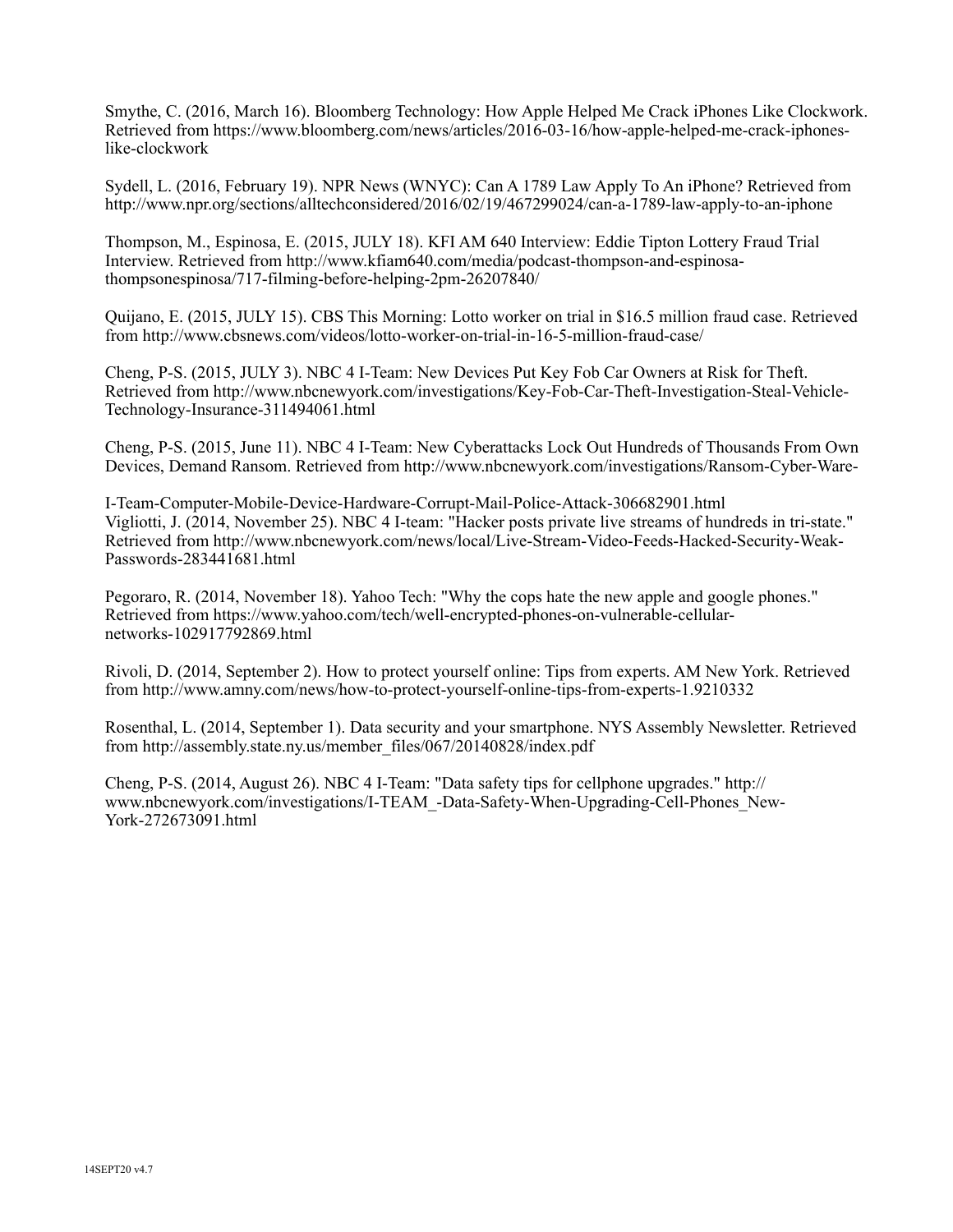Smythe, C. (2016, March 16). Bloomberg Technology: How Apple Helped Me Crack iPhones Like Clockwork. Retrieved from https://www.bloomberg.com/news/articles/2016-03-16/how-apple-helped-me-crack-iphones-like-clockwork

Sydell, L. (2016, February 19). NPR News (WNYC): Can A 1789 Law Apply To An iPhone? Retrieved from http://www.npr.org/sections/alltechconsidered/2016/02/19/467299024/can-a-1789-law-apply-to-an-iphone

Thompson, M., Espinosa, E. (2015, JULY 18). KFI AM 640 Interview: Eddie Tipton Lottery Fraud Trial Interview. Retrieved from http://www.kfiam640.com/media/podcast-thompson-and-espinosa-thompsonespinosa/717-filming-before-helping-2pm-26207840/

Quijano, E. (2015, JULY 15). CBS This Morning: Lotto worker on trial in $16.5 million fraud case. Retrieved from http://www.cbsnews.com/videos/lotto-worker-on-trial-in-16-5-million-fraud-case/

Cheng, P-S. (2015, JULY 3). NBC 4 I-Team: New Devices Put Key Fob Car Owners at Risk for Theft. Retrieved from http://www.nbcnewyork.com/investigations/Key-Fob-Car-Theft-Investigation-Steal-Vehicle-Technology-Insurance-311494061.html

Cheng, P-S. (2015, June 11). NBC 4 I-Team: New Cyberattacks Lock Out Hundreds of Thousands From Own Devices, Demand Ransom. Retrieved from http://www.nbcnewyork.com/investigations/Ransom-Cyber-Ware-I-Team-Computer-Mobile-Device-Hardware-Corrupt-Mail-Police-Attack-306682901.html

Vigliotti, J. (2014, November 25). NBC 4 I-team: "Hacker posts private live streams of hundreds in tri-state." Retrieved from http://www.nbcnewyork.com/news/local/Live-Stream-Video-Feeds-Hacked-Security-Weak-Passwords-283441681.html

Pegoraro, R. (2014, November 18). Yahoo Tech: "Why the cops hate the new apple and google phones." Retrieved from https://www.yahoo.com/tech/well-encrypted-phones-on-vulnerable-cellular-networks-102917792869.html

Rivoli, D. (2014, September 2). How to protect yourself online: Tips from experts. AM New York. Retrieved from http://www.amny.com/news/how-to-protect-yourself-online-tips-from-experts-1.9210332

Rosenthal, L. (2014, September 1). Data security and your smartphone. NYS Assembly Newsletter. Retrieved from http://assembly.state.ny.us/member_files/067/20140828/index.pdf

Cheng, P-S. (2014, August 26). NBC 4 I-Team: "Data safety tips for cellphone upgrades." http://www.nbcnewyork.com/investigations/I-TEAM_-Data-Safety-When-Upgrading-Cell-Phones_New-York-272673091.html

14SEPT20 v4.7